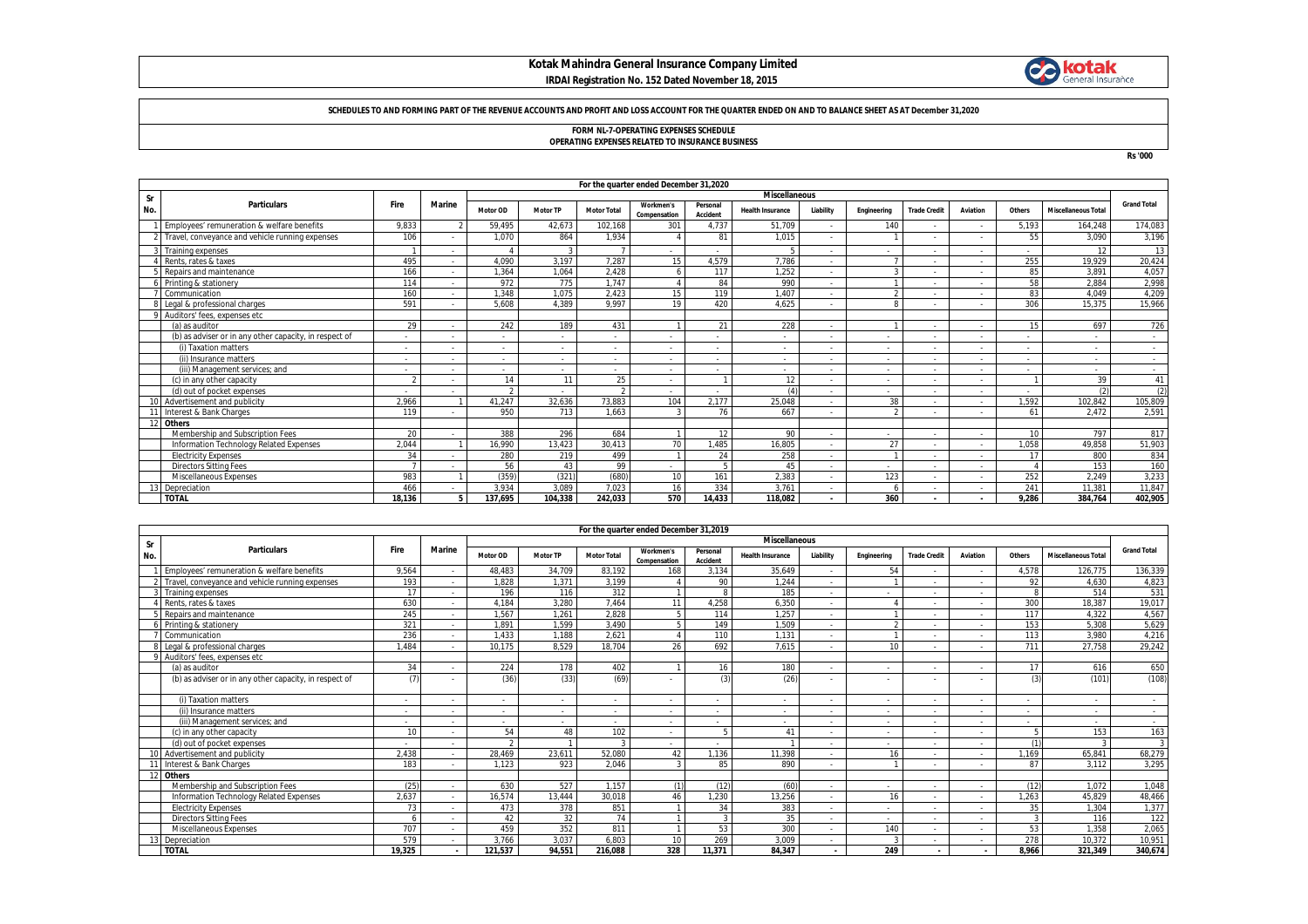# Kotak Mahindra General Insurance Company Limited

**IRDAI Registration No. 152 Dated November 18, 2015**

**SCHEDULES TO AND FORMING PART OF THE REVENUE ACCOUNTS AND PROFIT AND LOSS ACCOUNT FOR THE QUARTER ENDED ON AND TO BALANCE SHEET AS AT December 31,2020**

**FORM NL-7-OPERATING EXPENSES SCHEDULE**
**OPERATING EXPENSES RELATED TO INSURANCE BUSINESS**

Rs '000

| Sr No. | Particulars | For the quarter ended December 31,2020 | | | | | | | | | | | | | | | | |
|---|---|---|---|---|---|---|---|---|---|---|---|---|---|---|---|---|---|---|
| | | Fire | Marine | Miscellaneous | | | | | | | | | | | | | Grand Total |
| | | | | Motor OD | Motor TP | Motor Total | Workmen's Compensation | Personal Accident | Health Insurance | Liability | Engineering | Trade Credit | Aviation | Others | Miscellaneous Total | |
| 1 | Employees' remuneration & welfare benefits | 9,833 | 2 | 59,495 | 42,673 | 102,168 | 301 | 4,737 | 51,709 | - | 140 | - | - | 5,193 | 164,248 | 174,083 |
| 2 | Travel, conveyance and vehicle running expenses | 106 | - | 1,070 | 864 | 1,934 | 4 | 81 | 1,015 | - | 1 | - | - | 55 | 3,090 | 3,196 |
| 3 | Training expenses | 1 | - | 4 | 3 | 7 | - | - | 5 | - | - | - | - | - | 12 | 13 |
| 4 | Rents, rates & taxes | 495 | - | 4,090 | 3,197 | 7,287 | 15 | 4,579 | 7,786 | - | 7 | - | - | 255 | 19,929 | 20,424 |
| 5 | Repairs and maintenance | 166 | - | 1,364 | 1,064 | 2,428 | 6 | 117 | 1,252 | - | 3 | - | - | 85 | 3,891 | 4,057 |
| 6 | Printing & stationery | 114 | - | 972 | 775 | 1,747 | 4 | 84 | 990 | - | 1 | - | - | 58 | 2,884 | 2,998 |
| 7 | Communication | 160 | - | 1,348 | 1,075 | 2,423 | 15 | 119 | 1,407 | - | 2 | - | - | 83 | 4,049 | 4,209 |
| 8 | Legal & professional charges | 591 | - | 5,608 | 4,389 | 9,997 | 19 | 420 | 4,625 | - | 8 | - | - | 306 | 15,375 | 15,966 |
| 9 | Auditors' fees, expenses etc | | | | | | | | | | | | | | | |
| | (a) as auditor | 29 | - | 242 | 189 | 431 | 1 | 21 | 228 | - | 1 | - | - | 15 | 697 | 726 |
| | (b) as adviser or in any other capacity, in respect of | - | - | - | - | - | - | - | - | - | - | - | - | - | - | - |
| | (i) Taxation matters | - | - | - | - | - | - | - | - | - | - | - | - | - | - | - |
| | (ii) Insurance matters | - | - | - | - | - | - | - | - | - | - | - | - | - | - | - |
| | (iii) Management services; and | - | - | - | - | - | - | - | - | - | - | - | - | - | - | - |
| | (c) in any other capacity | 2 | - | 14 | 11 | 25 | - | 1 | 12 | - | - | - | - | 1 | 39 | 41 |
| | (d) out of pocket expenses | - | - | 2 | - | 2 | - | - | (4) | - | - | - | - | - | (2) | (2) |
| 10 | Advertisement and publicity | 2,966 | 1 | 41,247 | 32,636 | 73,883 | 104 | 2,177 | 25,048 | - | 38 | - | - | 1,592 | 102,842 | 105,809 |
| 11 | Interest & Bank Charges | 119 | - | 950 | 713 | 1,663 | 3 | 76 | 667 | - | 2 | - | - | 61 | 2,472 | 2,591 |
| 12 | **Others** | | | | | | | | | | | | | | | |
| | Membership and Subscription Fees | 20 | - | 388 | 296 | 684 | 1 | 12 | 90 | - | - | - | - | 10 | 797 | 817 |
| | Information Technology Related Expenses | 2,044 | 1 | 16,990 | 13,423 | 30,413 | 70 | 1,485 | 16,805 | - | 27 | - | - | 1,058 | 49,858 | 51,903 |
| | Electricity Expenses | 34 | - | 280 | 219 | 499 | 1 | 24 | 258 | - | 1 | - | - | 17 | 800 | 834 |
| | Directors Sitting Fees | 7 | - | 56 | 43 | 99 | - | 5 | 45 | - | - | - | - | 4 | 153 | 160 |
| | Miscellaneous Expenses | 983 | 1 | (359) | (321) | (680) | 10 | 161 | 2,383 | - | 123 | - | - | 252 | 2,249 | 3,233 |
| 13 | Depreciation | 466 | - | 3,934 | 3,089 | 7,023 | 16 | 334 | 3,761 | - | 6 | - | - | 241 | 11,381 | 11,847 |
| | **TOTAL** | **18,136** | **5** | **137,695** | **104,338** | **242,033** | **570** | **14,433** | **118,082** | **-** | **360** | **-** | **-** | **9,286** | **384,764** | **402,905** |

| Sr No. | Particulars | For the quarter ended December 31,2019 | | | | | | | | | | | | | | | | |
|---|---|---|---|---|---|---|---|---|---|---|---|---|---|---|---|---|---|---|
| | | Fire | Marine | Miscellaneous | | | | | | | | | | | | | Grand Total |
| | | | | Motor OD | Motor TP | Motor Total | Workmen's Compensation | Personal Accident | Health Insurance | Liability | Engineering | Trade Credit | Aviation | Others | Miscellaneous Total | |
| 1 | Employees' remuneration & welfare benefits | 9,564 | - | 48,483 | 34,709 | 83,192 | 168 | 3,134 | 35,649 | - | 54 | - | - | 4,578 | 126,775 | 136,339 |
| 2 | Travel, conveyance and vehicle running expenses | 193 | - | 1,828 | 1,371 | 3,199 | 4 | 90 | 1,244 | - | 1 | - | - | 92 | 4,630 | 4,823 |
| 3 | Training expenses | 17 | - | 196 | 116 | 312 | 1 | 8 | 185 | - | - | - | - | 8 | 514 | 531 |
| 4 | Rents, rates & taxes | 630 | - | 4,184 | 3,280 | 7,464 | 11 | 4,258 | 6,350 | - | 4 | - | - | 300 | 18,387 | 19,017 |
| 5 | Repairs and maintenance | 245 | - | 1,567 | 1,261 | 2,828 | 5 | 114 | 1,257 | - | 1 | - | - | 117 | 4,322 | 4,567 |
| 6 | Printing & stationery | 321 | - | 1,891 | 1,599 | 3,490 | 5 | 149 | 1,509 | - | 2 | - | - | 153 | 5,308 | 5,629 |
| 7 | Communication | 236 | - | 1,433 | 1,188 | 2,621 | 4 | 110 | 1,131 | - | 1 | - | - | 113 | 3,980 | 4,216 |
| 8 | Legal & professional charges | 1,484 | - | 10,175 | 8,529 | 18,704 | 26 | 692 | 7,615 | - | 10 | - | - | 711 | 27,758 | 29,242 |
| 9 | Auditors' fees, expenses etc | | | | | | | | | | | | | | | |
| | (a) as auditor | 34 | - | 224 | 178 | 402 | 1 | 16 | 180 | - | - | - | - | 17 | 616 | 650 |
| | (b) as adviser or in any other capacity, in respect of | (7) | - | (36) | (33) | (69) | - | (3) | (26) | - | - | - | - | (3) | (101) | (108) |
| | (i) Taxation matters | - | - | - | - | - | - | - | - | - | - | - | - | - | - | - |
| | (ii) Insurance matters | - | - | - | - | - | - | - | - | - | - | - | - | - | - | - |
| | (iii) Management services; and | - | - | - | - | - | - | - | - | - | - | - | - | - | - | - |
| | (c) in any other capacity | 10 | - | 54 | 48 | 102 | - | 5 | 41 | - | - | - | - | 5 | 153 | 163 |
| | (d) out of pocket expenses | - | - | 2 | 1 | 3 | - | - | 1 | - | - | - | - | (1) | 3 | 3 |
| 10 | Advertisement and publicity | 2,438 | - | 28,469 | 23,611 | 52,080 | 42 | 1,136 | 11,398 | - | 16 | - | - | 1,169 | 65,841 | 68,279 |
| 11 | Interest & Bank Charges | 183 | - | 1,123 | 923 | 2,046 | 3 | 85 | 890 | - | 1 | - | - | 87 | 3,112 | 3,295 |
| 12 | **Others** | | | | | | | | | | | | | | | |
| | Membership and Subscription Fees | (25) | - | 630 | 527 | 1,157 | (1) | (12) | (60) | - | - | - | - | (12) | 1,072 | 1,048 |
| | Information Technology Related Expenses | 2,637 | - | 16,574 | 13,444 | 30,018 | 46 | 1,230 | 13,256 | - | 16 | - | - | 1,263 | 45,829 | 48,466 |
| | Electricity Expenses | 73 | - | 473 | 378 | 851 | 1 | 34 | 383 | - | - | - | - | 35 | 1,304 | 1,377 |
| | Directors Sitting Fees | 6 | - | 42 | 32 | 74 | 1 | 3 | 35 | - | - | - | - | 3 | 116 | 122 |
| | Miscellaneous Expenses | 707 | - | 459 | 352 | 811 | 1 | 53 | 300 | - | 140 | - | - | 53 | 1,358 | 2,065 |
| 13 | Depreciation | 579 | - | 3,766 | 3,037 | 6,803 | 10 | 269 | 3,009 | - | 3 | - | - | 278 | 10,372 | 10,951 |
| | **TOTAL** | **19,325** | **-** | **121,537** | **94,551** | **216,088** | **328** | **11,371** | **84,347** | **-** | **249** | **-** | **-** | **8,966** | **321,349** | **340,674** |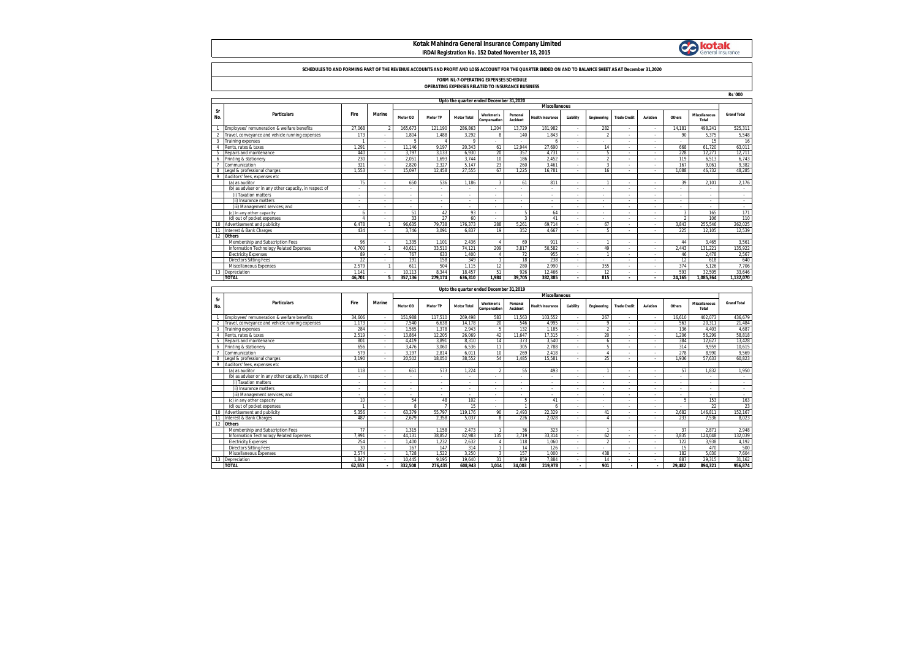# Kotak Mahindra General Insurance Company Limited

**IRDAI Registration No. 152 Dated November 18, 2015**

**SCHEDULES TO AND FORMING PART OF THE REVENUE ACCOUNTS AND PROFIT AND LOSS ACCOUNT FOR THE QUARTER ENDED ON AND TO BALANCE SHEET AS AT December 31,2020**

**FORM NL-7-OPERATING EXPENSES SCHEDULE**

**OPERATING EXPENSES RELATED TO INSURANCE BUSINESS**

Rs '000

**Upto the quarter ended December 31,2020**

| Sr No. | Particulars | Fire | Marine | Miscellaneous | | | | | | | | | | | | Miscellaneous Total | Grand Total |
|---|---|---|---|---|---|---|---|---|---|---|---|---|---|---|---|---|---|
| | | | | Motor OD | Motor TP | Motor Total | Workmen's Compensation | Personal Accident | Health Insurance | Liability | Engineering | Trade Credit | Aviation | Others | | | |
| 1 | Employees' remuneration & welfare benefits | 27,068 | 2 | 165,673 | 121,190 | 286,863 | 1,204 | 13,729 | 181,982 | - | 282 | - | - | 14,181 | | 498,241 | 525,311 |
| 2 | Travel, conveyance and vehicle running expenses | 173 | - | 1,804 | 1,488 | 3,292 | 8 | 140 | 1,843 | - | 2 | - | - | 90 | | 5,375 | 5,548 |
| 3 | Training expenses | 1 | - | 5 | 4 | 9 | - | - | 6 | - | - | - | - | - | | 15 | 16 |
| 4 | Rents, rates & taxes | 1,291 | - | 11,146 | 9,197 | 20,343 | 61 | 12,944 | 27,690 | - | 14 | - | - | 668 | | 61,720 | 63,011 |
| 5 | Repairs and maintenance | 440 | - | 3,797 | 3,133 | 6,930 | 20 | 357 | 4,731 | - | 5 | - | - | 228 | | 12,271 | 12,711 |
| 6 | Printing & stationery | 230 | - | 2,051 | 1,693 | 3,744 | 10 | 186 | 2,452 | - | 2 | - | - | 119 | | 6,513 | 6,743 |
| 7 | Communication | 321 | - | 2,820 | 2,327 | 5,147 | 23 | 260 | 3,461 | - | 3 | - | - | 167 | | 9,061 | 9,382 |
| 8 | Legal & professional charges | 1,553 | - | 15,097 | 12,458 | 27,555 | 67 | 1,225 | 16,781 | - | 16 | - | - | 1,088 | | 46,732 | 48,285 |
| 9 | Auditors' fees, expenses etc | | | | | | | | | | | | | | | | |
| | (a) as auditor | 75 | - | 650 | 536 | 1,186 | 3 | 61 | 811 | - | 1 | - | - | 39 | | 2,101 | 2,176 |
| | (b) as adviser or in any other capacity, in respect of | - | - | - | - | - | - | - | - | - | - | - | - | - | | - | - |
| | (i) Taxation matters | - | - | - | - | - | - | - | - | - | - | - | - | - | | - | - |
| | (ii) Insurance matters | - | - | - | - | - | - | - | - | - | - | - | - | - | | - | - |
| | (iii) Management services; and | - | - | - | - | - | - | - | - | - | - | - | - | - | | - | - |
| | (c) in any other capacity | 6 | - | 51 | 42 | 93 | - | 5 | 64 | - | - | - | - | 3 | | 165 | 171 |
| | (d) out of pocket expenses | 4 | - | 33 | 27 | 60 | - | 3 | 41 | - | - | - | - | 2 | | 106 | 110 |
| 10 | Advertisement and publicity | 6,478 | 1 | 96,635 | 79,738 | 176,373 | 288 | 5,261 | 69,714 | - | 67 | - | - | 3,843 | | 255,546 | 262,025 |
| 11 | Interest & Bank Charges | 434 | - | 3,746 | 3,091 | 6,837 | 19 | 352 | 4,667 | - | 5 | - | - | 225 | | 12,105 | 12,539 |
| 12 | **Others** | | | | | | | | | | | | | | | | |
| | Membership and Subscription Fees | 96 | - | 1,335 | 1,101 | 2,436 | 4 | 69 | 911 | - | 1 | - | - | 44 | | 3,465 | 3,561 |
| | Information Technology Related Expenses | 4,700 | 1 | 40,611 | 33,510 | 74,121 | 209 | 3,817 | 50,582 | - | 49 | - | - | 2,443 | | 131,221 | 135,922 |
| | Electricity Expenses | 89 | - | 767 | 633 | 1,400 | 4 | 72 | 955 | - | 1 | - | - | 46 | | 2,478 | 2,567 |
| | Directors Sitting Fees | 22 | - | 191 | 158 | 349 | 1 | 18 | 238 | - | - | - | - | 12 | | 618 | 640 |
| | Miscellaneous Expenses | 2,579 | 1 | 611 | 504 | 1,115 | 12 | 280 | 2,990 | - | 355 | - | - | 374 | | 5,126 | 7,706 |
| 13 | Depreciation | 1,141 | - | 10,113 | 8,344 | 18,457 | 51 | 926 | 12,466 | - | 12 | - | - | 593 | | 32,505 | 33,646 |
| | **TOTAL** | **46,701** | **5** | **357,136** | **279,174** | **636,310** | **1,984** | **39,705** | **382,385** | **-** | **815** | **-** | **-** | **24,165** | | **1,085,364** | **1,132,070** |

**Upto the quarter ended December 31,2019**

| Sr No. | Particulars | Fire | Marine | Miscellaneous | | | | | | | | | | | | Miscellaneous Total | Grand Total |
|---|---|---|---|---|---|---|---|---|---|---|---|---|---|---|---|---|---|
| | | | | Motor OD | Motor TP | Motor Total | Workmen's Compensation | Personal Accident | Health Insurance | Liability | Engineering | Trade Credit | Aviation | Others | | | |
| 1 | Employees' remuneration & welfare benefits | 34,606 | - | 151,988 | 117,510 | 269,498 | 583 | 11,563 | 103,552 | - | 267 | - | - | 16,610 | | 402,073 | 436,679 |
| 2 | Travel, conveyance and vehicle running expenses | 1,173 | - | 7,540 | 6,638 | 14,178 | 20 | 546 | 4,995 | - | 9 | - | - | 563 | | 20,311 | 21,484 |
| 3 | Training expenses | 284 | - | 1,565 | 1,378 | 2,943 | 5 | 132 | 1,185 | - | 2 | - | - | 136 | | 4,403 | 4,687 |
| 4 | Rents, rates & taxes | 2,519 | - | 13,864 | 12,205 | 26,069 | 42 | 11,647 | 17,315 | - | 20 | - | - | 1,206 | | 56,299 | 58,818 |
| 5 | Repairs and maintenance | 801 | - | 4,419 | 3,891 | 8,310 | 14 | 373 | 3,540 | - | 6 | - | - | 384 | | 12,627 | 13,428 |
| 6 | Printing & stationery | 656 | - | 3,476 | 3,060 | 6,536 | 11 | 305 | 2,788 | - | 5 | - | - | 314 | | 9,959 | 10,615 |
| 7 | Communication | 579 | - | 3,197 | 2,814 | 6,011 | 10 | 269 | 2,418 | - | 4 | - | - | 278 | | 8,990 | 9,569 |
| 8 | Legal & professional charges | 3,190 | - | 20,502 | 18,050 | 38,552 | 54 | 1,485 | 15,581 | - | 25 | - | - | 1,936 | | 57,633 | 60,823 |
| 9 | Auditors' fees, expenses etc | | | | | | | | | | | | | | | | |
| | (a) as auditor | 118 | - | 651 | 573 | 1,224 | 2 | 55 | 493 | - | 1 | - | - | 57 | | 1,832 | 1,950 |
| | (b) as adviser or in any other capacity, in respect of | - | - | - | - | - | - | - | - | - | - | - | - | - | | - | - |
| | (i) Taxation matters | - | - | - | - | - | - | - | - | - | - | - | - | - | | - | - |
| | (ii) Insurance matters | - | - | - | - | - | - | - | - | - | - | - | - | - | | - | - |
| | (iii) Management services; and | - | - | - | - | - | - | - | - | - | - | - | - | - | | - | - |
| | (c) in any other capacity | 10 | - | 54 | 48 | 102 | - | 5 | 41 | - | - | - | - | 5 | | 153 | 163 |
| | (d) out of pocket expenses | 1 | - | 8 | 7 | 15 | - | 1 | 6 | - | - | - | - | - | | 22 | 23 |
| 10 | Advertisement and publicity | 5,356 | - | 63,379 | 55,797 | 119,176 | 90 | 2,493 | 22,329 | - | 41 | - | - | 2,682 | | 146,811 | 152,167 |
| 11 | Interest & Bank Charges | 487 | - | 2,679 | 2,358 | 5,037 | 8 | 226 | 2,028 | - | 4 | - | - | 233 | | 7,536 | 8,023 |
| 12 | **Others** | | | | | | | | | | | | | | | | |
| | Membership and Subscription Fees | 77 | - | 1,315 | 1,158 | 2,473 | 1 | 36 | 323 | - | 1 | - | - | 37 | | 2,871 | 2,948 |
| | Information Technology Related Expenses | 7,991 | - | 44,131 | 38,852 | 82,983 | 135 | 3,719 | 33,314 | - | 62 | - | - | 3,835 | | 124,048 | 132,039 |
| | Electricity Expenses | 254 | - | 1,400 | 1,232 | 2,632 | 4 | 118 | 1,060 | - | 2 | - | - | 122 | | 3,938 | 4,192 |
| | Directors Sitting Fees | 30 | - | 167 | 147 | 314 | 1 | 14 | 126 | - | - | - | - | 15 | | 470 | 500 |
| | Miscellaneous Expenses | 2,574 | - | 1,728 | 1,522 | 3,250 | 3 | 157 | 1,000 | - | 438 | - | - | 182 | | 5,030 | 7,604 |
| 13 | Depreciation | 1,847 | - | 10,445 | 9,195 | 19,640 | 31 | 859 | 7,884 | - | 14 | - | - | 887 | | 29,315 | 31,162 |
| | **TOTAL** | **62,553** | **-** | **332,508** | **276,435** | **608,943** | **1,014** | **34,003** | **219,978** | **-** | **901** | **-** | **-** | **29,482** | | **894,321** | **956,874** |